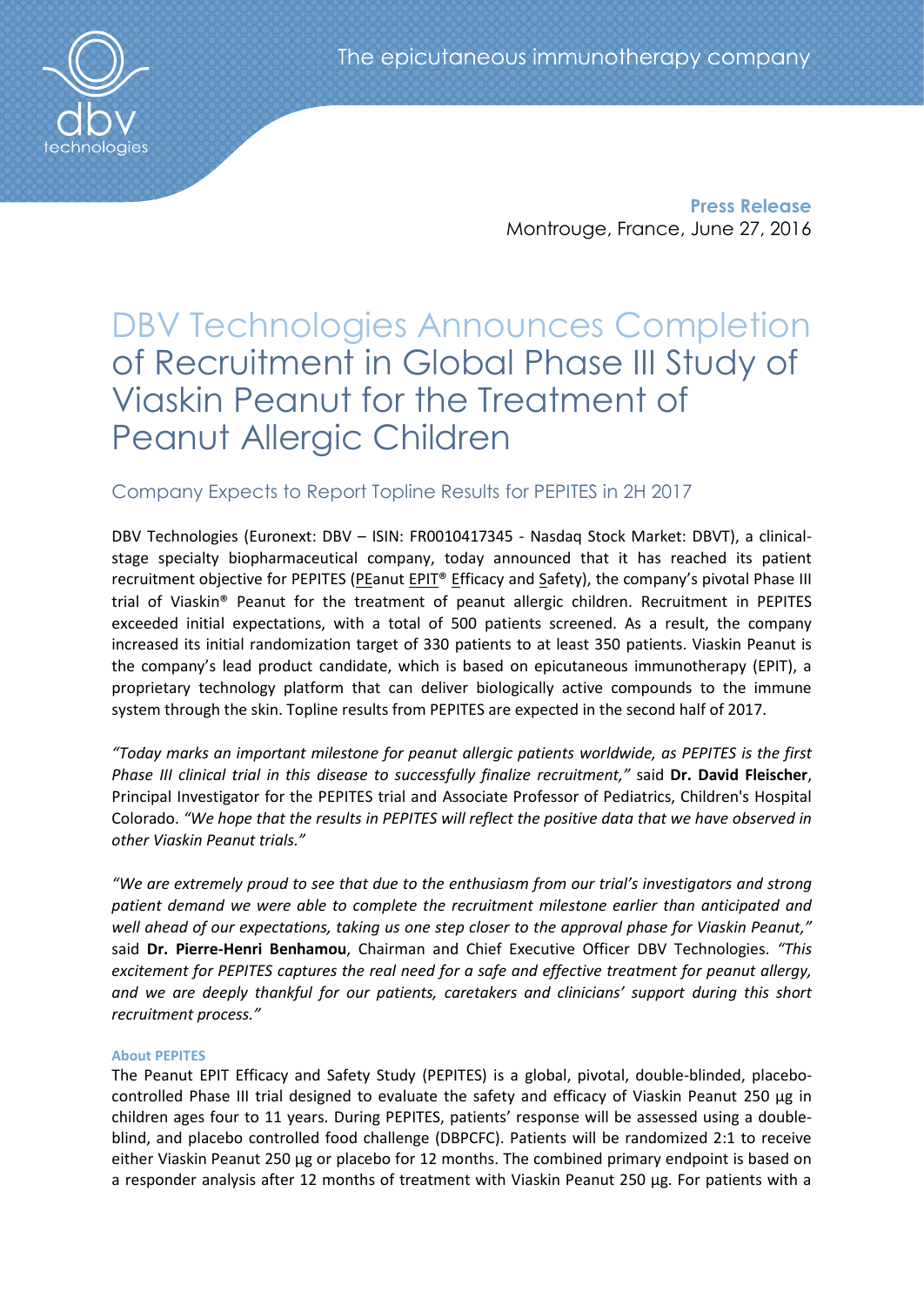**Press Release**

Montrouge, France, June 27, 2016

# DBV Technologies Announces Completion of Recruitment in Global Phase III Study of Viaskin Peanut for the Treatment of Peanut Allergic Children

## Company Expects to Report Topline Results for PEPITES in 2H 2017

DBV Technologies (Euronext: DBV – ISIN: FR0010417345 - Nasdaq Stock Market: DBVT), a clinical-stage specialty biopharmaceutical company, today announced that it has reached its patient recruitment objective for PEPITES (PEanut EPIT® Efficacy and Safety), the company's pivotal Phase III trial of Viaskin® Peanut for the treatment of peanut allergic children. Recruitment in PEPITES exceeded initial expectations, with a total of 500 patients screened. As a result, the company increased its initial randomization target of 330 patients to at least 350 patients. Viaskin Peanut is the company's lead product candidate, which is based on epicutaneous immunotherapy (EPIT), a proprietary technology platform that can deliver biologically active compounds to the immune system through the skin. Topline results from PEPITES are expected in the second half of 2017.

*"Today marks an important milestone for peanut allergic patients worldwide, as PEPITES is the first Phase III clinical trial in this disease to successfully finalize recruitment,"* said **Dr. David Fleischer**, Principal Investigator for the PEPITES trial and Associate Professor of Pediatrics, Children's Hospital Colorado. *"We hope that the results in PEPITES will reflect the positive data that we have observed in other Viaskin Peanut trials."*

*"We are extremely proud to see that due to the enthusiasm from our trial's investigators and strong patient demand we were able to complete the recruitment milestone earlier than anticipated and well ahead of our expectations, taking us one step closer to the approval phase for Viaskin Peanut,"* said **Dr. Pierre-Henri Benhamou**, Chairman and Chief Executive Officer DBV Technologies. *"This excitement for PEPITES captures the real need for a safe and effective treatment for peanut allergy, and we are deeply thankful for our patients, caretakers and clinicians' support during this short recruitment process."*

### About PEPITES

The Peanut EPIT Efficacy and Safety Study (PEPITES) is a global, pivotal, double-blinded, placebo-controlled Phase III trial designed to evaluate the safety and efficacy of Viaskin Peanut 250 µg in children ages four to 11 years. During PEPITES, patients' response will be assessed using a double-blind, and placebo controlled food challenge (DBPCFC). Patients will be randomized 2:1 to receive either Viaskin Peanut 250 µg or placebo for 12 months. The combined primary endpoint is based on a responder analysis after 12 months of treatment with Viaskin Peanut 250 µg. For patients with a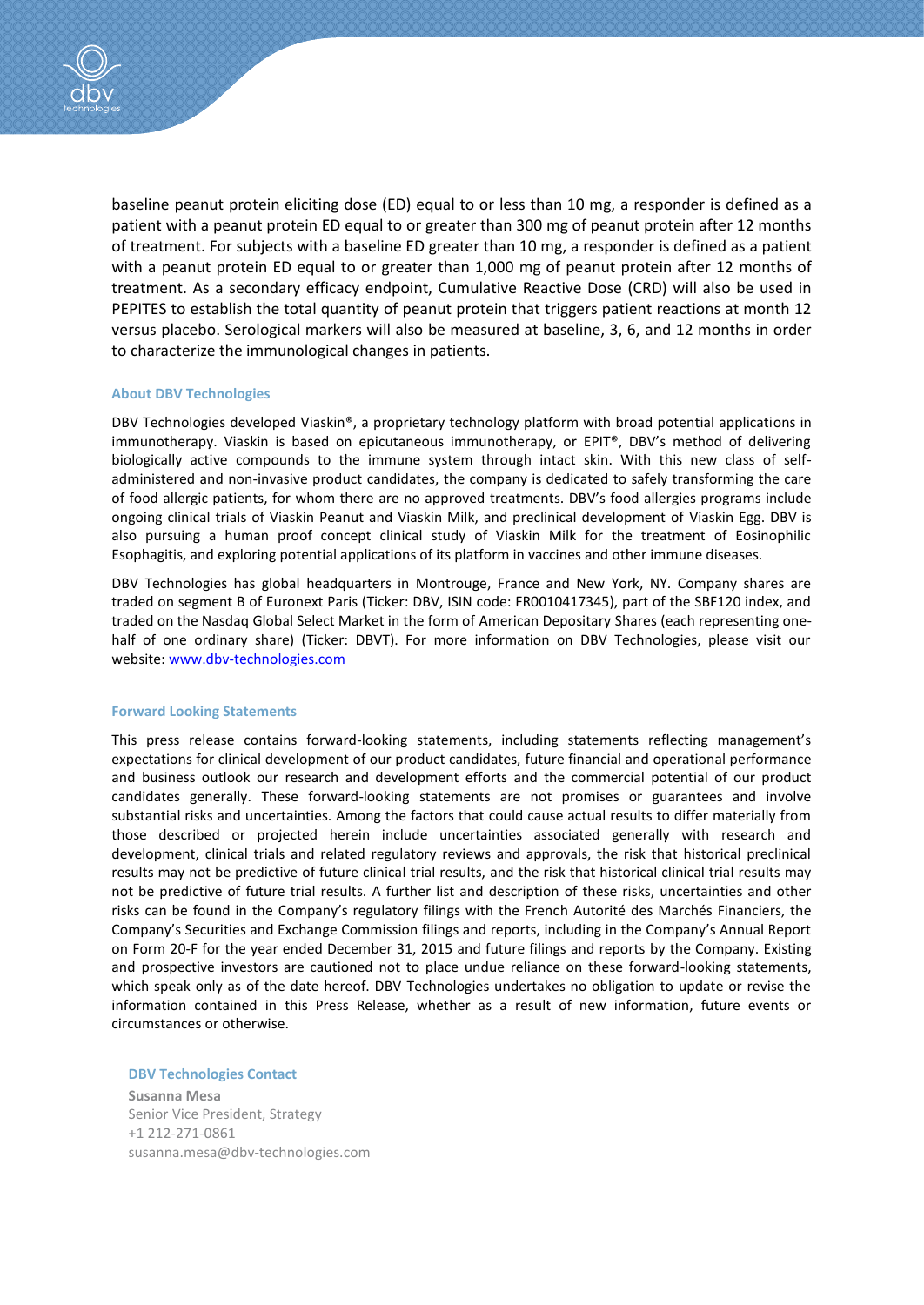baseline peanut protein eliciting dose (ED) equal to or less than 10 mg, a responder is defined as a patient with a peanut protein ED equal to or greater than 300 mg of peanut protein after 12 months of treatment. For subjects with a baseline ED greater than 10 mg, a responder is defined as a patient with a peanut protein ED equal to or greater than 1,000 mg of peanut protein after 12 months of treatment. As a secondary efficacy endpoint, Cumulative Reactive Dose (CRD) will also be used in PEPITES to establish the total quantity of peanut protein that triggers patient reactions at month 12 versus placebo. Serological markers will also be measured at baseline, 3, 6, and 12 months in order to characterize the immunological changes in patients.

### About DBV Technologies

DBV Technologies developed Viaskin®, a proprietary technology platform with broad potential applications in immunotherapy. Viaskin is based on epicutaneous immunotherapy, or EPIT®, DBV's method of delivering biologically active compounds to the immune system through intact skin. With this new class of self-administered and non-invasive product candidates, the company is dedicated to safely transforming the care of food allergic patients, for whom there are no approved treatments. DBV's food allergies programs include ongoing clinical trials of Viaskin Peanut and Viaskin Milk, and preclinical development of Viaskin Egg. DBV is also pursuing a human proof concept clinical study of Viaskin Milk for the treatment of Eosinophilic Esophagitis, and exploring potential applications of its platform in vaccines and other immune diseases.

DBV Technologies has global headquarters in Montrouge, France and New York, NY. Company shares are traded on segment B of Euronext Paris (Ticker: DBV, ISIN code: FR0010417345), part of the SBF120 index, and traded on the Nasdaq Global Select Market in the form of American Depositary Shares (each representing one-half of one ordinary share) (Ticker: DBVT). For more information on DBV Technologies, please visit our website: www.dbv-technologies.com

### Forward Looking Statements

This press release contains forward-looking statements, including statements reflecting management's expectations for clinical development of our product candidates, future financial and operational performance and business outlook our research and development efforts and the commercial potential of our product candidates generally. These forward-looking statements are not promises or guarantees and involve substantial risks and uncertainties. Among the factors that could cause actual results to differ materially from those described or projected herein include uncertainties associated generally with research and development, clinical trials and related regulatory reviews and approvals, the risk that historical preclinical results may not be predictive of future clinical trial results, and the risk that historical clinical trial results may not be predictive of future trial results. A further list and description of these risks, uncertainties and other risks can be found in the Company's regulatory filings with the French Autorité des Marchés Financiers, the Company's Securities and Exchange Commission filings and reports, including in the Company's Annual Report on Form 20-F for the year ended December 31, 2015 and future filings and reports by the Company. Existing and prospective investors are cautioned not to place undue reliance on these forward-looking statements, which speak only as of the date hereof. DBV Technologies undertakes no obligation to update or revise the information contained in this Press Release, whether as a result of new information, future events or circumstances or otherwise.

### DBV Technologies Contact

**Susanna Mesa**
Senior Vice President, Strategy
+1 212-271-0861
susanna.mesa@dbv-technologies.com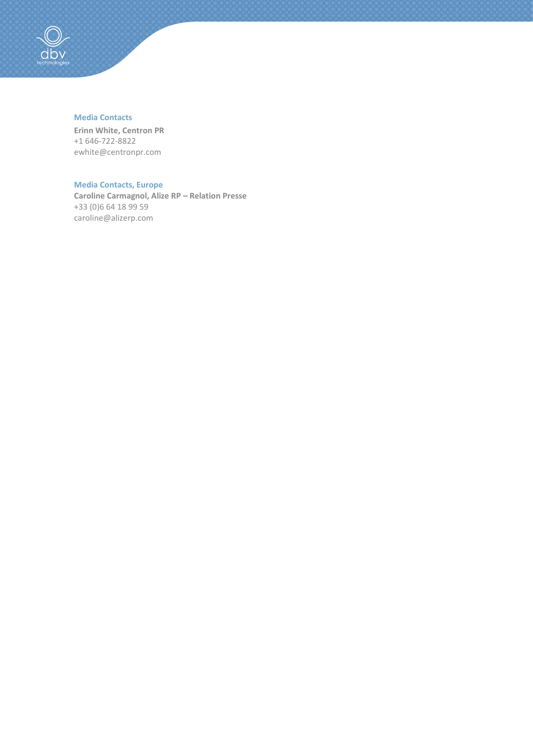**Media Contacts**

**Erinn White, Centron PR**
+1 646-722-8822
ewhite@centronpr.com

**Media Contacts, Europe**

**Caroline Carmagnol, Alize RP – Relation Presse**
+33 (0)6 64 18 99 59
caroline@alizerp.com